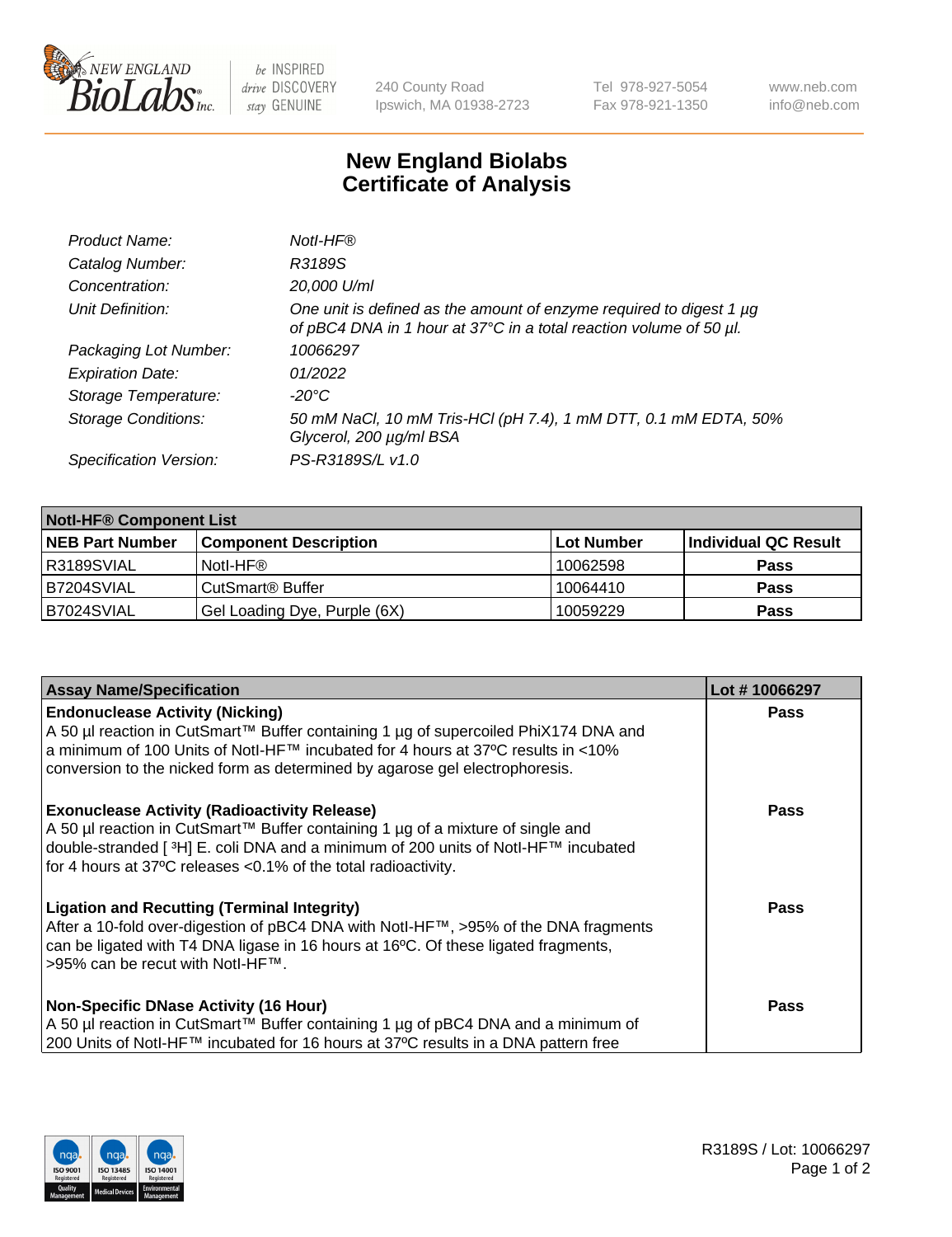# New England Biolabs
# Certificate of Analysis

| | |
|---|---|
| *Product Name:* | *NotI-HF®* |
| *Catalog Number:* | *R3189S* |
| *Concentration:* | *20,000 U/ml* |
| *Unit Definition:* | *One unit is defined as the amount of enzyme required to digest 1 µg of pBC4 DNA in 1 hour at 37°C in a total reaction volume of 50 µl.* |
| *Packaging Lot Number:* | *10066297* |
| *Expiration Date:* | *01/2022* |
| *Storage Temperature:* | *-20°C* |
| *Storage Conditions:* | *50 mM NaCl, 10 mM Tris-HCl (pH 7.4), 1 mM DTT, 0.1 mM EDTA, 50% Glycerol, 200 µg/ml BSA* |
| *Specification Version:* | *PS-R3189S/L v1.0* |

| NotI-HF® Component List | | | |
|---|---|---|---|
| **NEB Part Number** | **Component Description** | **Lot Number** | **Individual QC Result** |
| R3189SVIAL | NotI-HF® | 10062598 | **Pass** |
| B7204SVIAL | CutSmart® Buffer | 10064410 | **Pass** |
| B7024SVIAL | Gel Loading Dye, Purple (6X) | 10059229 | **Pass** |

| Assay Name/Specification | Lot # 10066297 |
|---|---|
| **Endonuclease Activity (Nicking)**<br>A 50 µl reaction in CutSmart™ Buffer containing 1 µg of supercoiled PhiX174 DNA and a minimum of 100 Units of NotI-HF™ incubated for 4 hours at 37ºC results in <10% conversion to the nicked form as determined by agarose gel electrophoresis. | **Pass** |
| **Exonuclease Activity (Radioactivity Release)**<br>A 50 µl reaction in CutSmart™ Buffer containing 1 µg of a mixture of single and double-stranded [ $^{3}$H] E. coli DNA and a minimum of 200 units of NotI-HF™ incubated for 4 hours at 37ºC releases <0.1% of the total radioactivity. | **Pass** |
| **Ligation and Recutting (Terminal Integrity)**<br>After a 10-fold over-digestion of pBC4 DNA with NotI-HF™, >95% of the DNA fragments can be ligated with T4 DNA ligase in 16 hours at 16ºC. Of these ligated fragments, >95% can be recut with NotI-HF™. | **Pass** |
| **Non-Specific DNase Activity (16 Hour)**<br>A 50 µl reaction in CutSmart™ Buffer containing 1 µg of pBC4 DNA and a minimum of 200 Units of NotI-HF™ incubated for 16 hours at 37ºC results in a DNA pattern free | **Pass** |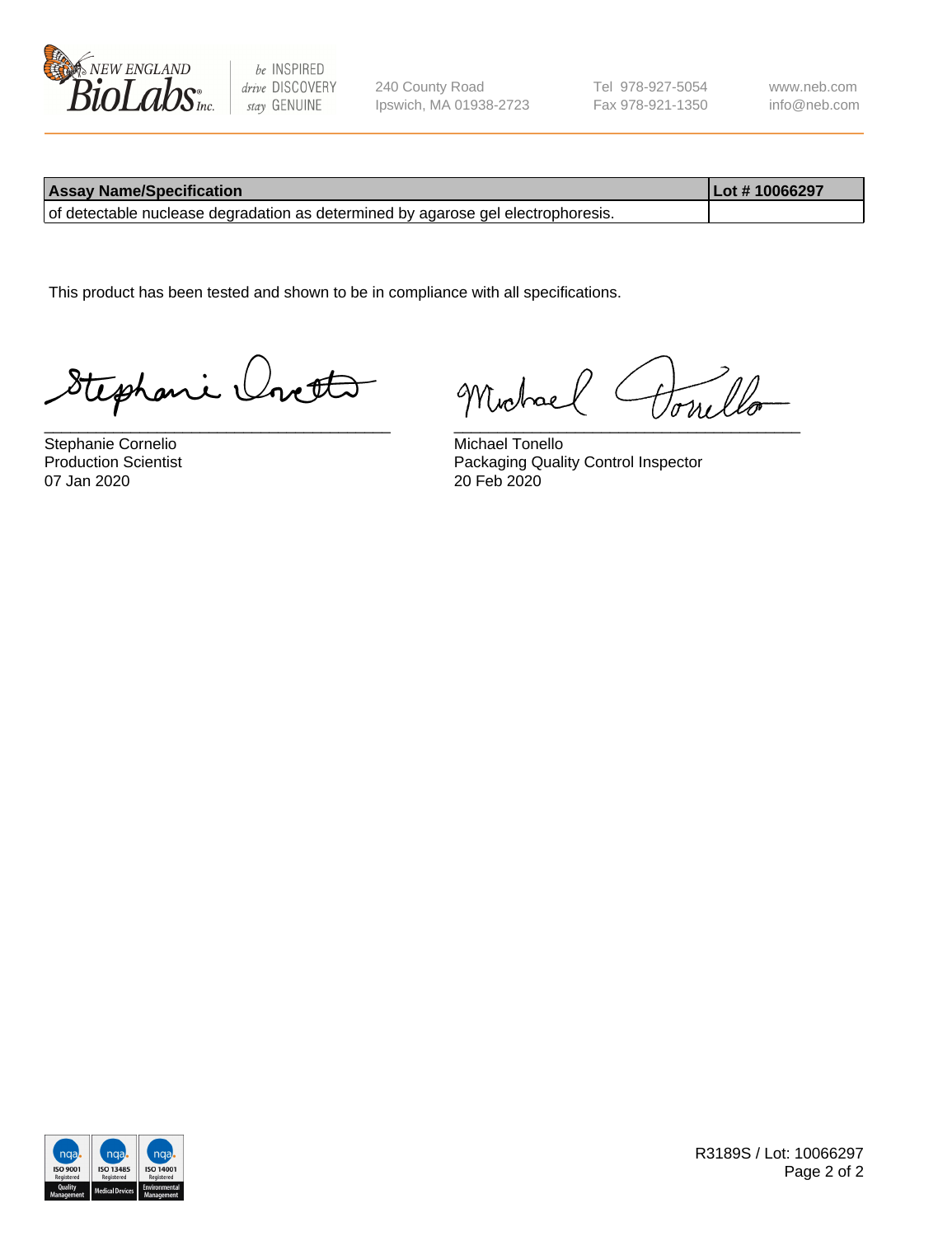| Assay Name/Specification | Lot # 10066297 |
| --- | --- |
| of detectable nuclease degradation as determined by agarose gel electrophoresis. | |

This product has been tested and shown to be in compliance with all specifications.

Stephanie Cornelio
Production Scientist
07 Jan 2020

Michael Tonello
Packaging Quality Control Inspector
20 Feb 2020

R3189S / Lot: 10066297